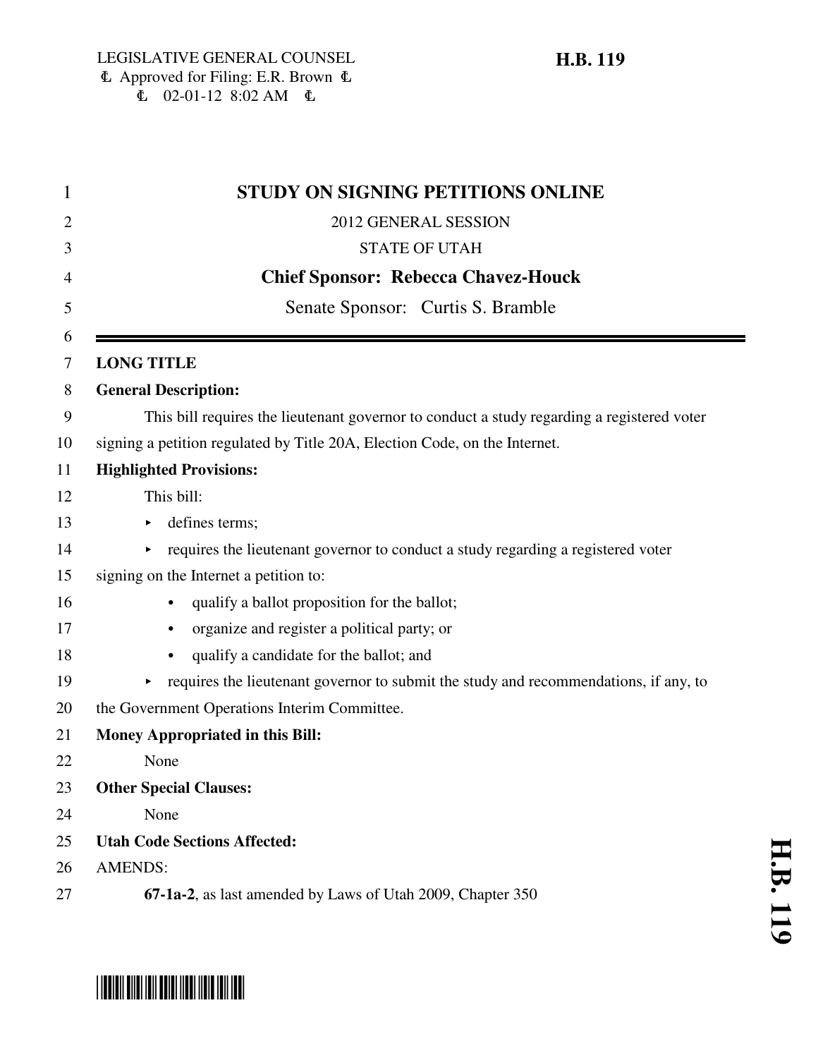LEGISLATIVE GENERAL COUNSEL
Approved for Filing: E.R. Brown
02-01-12 8:02 AM

**H.B. 119**

# STUDY ON SIGNING PETITIONS ONLINE

2012 GENERAL SESSION

STATE OF UTAH

**Chief Sponsor: Rebecca Chavez-Houck**

Senate Sponsor: Curtis S. Bramble

---

**LONG TITLE**

**General Description:**

This bill requires the lieutenant governor to conduct a study regarding a registered voter signing a petition regulated by Title 20A, Election Code, on the Internet.

**Highlighted Provisions:**

This bill:

- defines terms;
- requires the lieutenant governor to conduct a study regarding a registered voter signing on the Internet a petition to:
  - qualify a ballot proposition for the ballot;
  - organize and register a political party; or
  - qualify a candidate for the ballot; and
- requires the lieutenant governor to submit the study and recommendations, if any, to the Government Operations Interim Committee.

**Money Appropriated in this Bill:**

None

**Other Special Clauses:**

None

**Utah Code Sections Affected:**

AMENDS:

**67-1a-2**, as last amended by Laws of Utah 2009, Chapter 350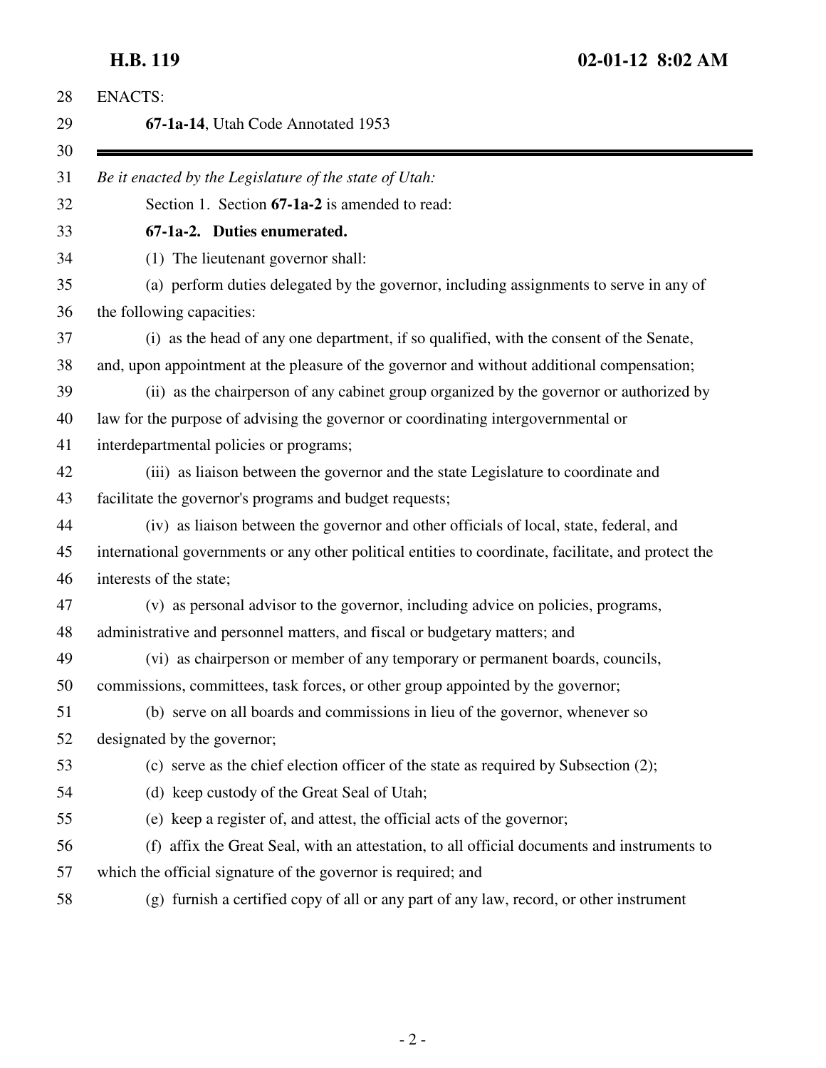ENACTS:

**67-1a-14**, Utah Code Annotated 1953

---

*Be it enacted by the Legislature of the state of Utah:*

Section 1. Section **67-1a-2** is amended to read:

**67-1a-2. Duties enumerated.**

(1) The lieutenant governor shall:

(a) perform duties delegated by the governor, including assignments to serve in any of the following capacities:

(i) as the head of any one department, if so qualified, with the consent of the Senate, and, upon appointment at the pleasure of the governor and without additional compensation;

(ii) as the chairperson of any cabinet group organized by the governor or authorized by law for the purpose of advising the governor or coordinating intergovernmental or interdepartmental policies or programs;

(iii) as liaison between the governor and the state Legislature to coordinate and facilitate the governor's programs and budget requests;

(iv) as liaison between the governor and other officials of local, state, federal, and international governments or any other political entities to coordinate, facilitate, and protect the interests of the state;

(v) as personal advisor to the governor, including advice on policies, programs, administrative and personnel matters, and fiscal or budgetary matters; and

(vi) as chairperson or member of any temporary or permanent boards, councils, commissions, committees, task forces, or other group appointed by the governor;

(b) serve on all boards and commissions in lieu of the governor, whenever so designated by the governor;

(c) serve as the chief election officer of the state as required by Subsection (2);

(d) keep custody of the Great Seal of Utah;

(e) keep a register of, and attest, the official acts of the governor;

(f) affix the Great Seal, with an attestation, to all official documents and instruments to which the official signature of the governor is required; and

(g) furnish a certified copy of all or any part of any law, record, or other instrument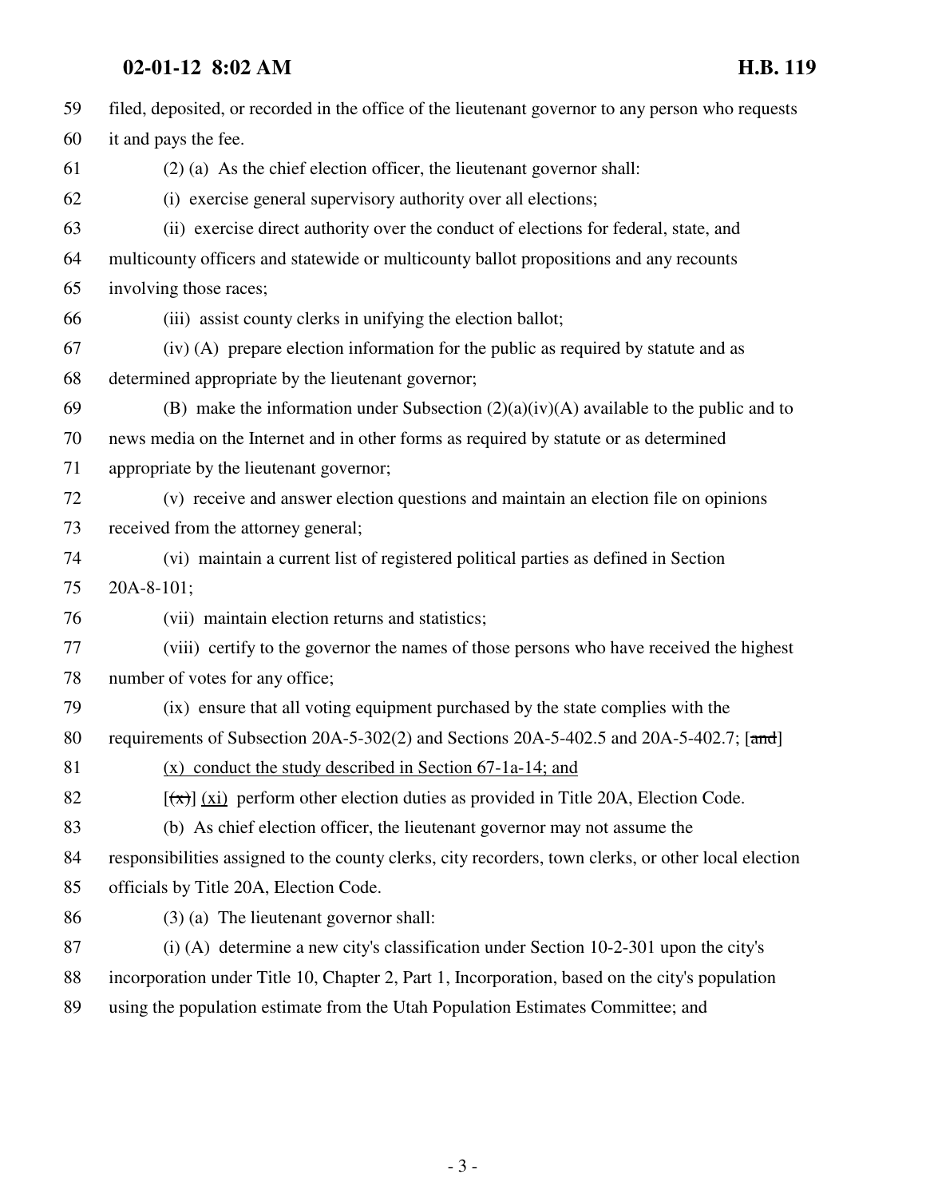filed, deposited, or recorded in the office of the lieutenant governor to any person who requests it and pays the fee.

(2) (a) As the chief election officer, the lieutenant governor shall:

(i) exercise general supervisory authority over all elections;

(ii) exercise direct authority over the conduct of elections for federal, state, and multicounty officers and statewide or multicounty ballot propositions and any recounts involving those races;

(iii) assist county clerks in unifying the election ballot;

(iv) (A) prepare election information for the public as required by statute and as determined appropriate by the lieutenant governor;

(B) make the information under Subsection (2)(a)(iv)(A) available to the public and to news media on the Internet and in other forms as required by statute or as determined appropriate by the lieutenant governor;

(v) receive and answer election questions and maintain an election file on opinions received from the attorney general;

(vi) maintain a current list of registered political parties as defined in Section 20A-8-101;

(vii) maintain election returns and statistics;

(viii) certify to the governor the names of those persons who have received the highest number of votes for any office;

(ix) ensure that all voting equipment purchased by the state complies with the requirements of Subsection 20A-5-302(2) and Sections 20A-5-402.5 and 20A-5-402.7; [~~and~~]

(x) conduct the study described in Section 67-1a-14; and

[~~(x)~~] (xi) perform other election duties as provided in Title 20A, Election Code.

(b) As chief election officer, the lieutenant governor may not assume the responsibilities assigned to the county clerks, city recorders, town clerks, or other local election officials by Title 20A, Election Code.

(3) (a) The lieutenant governor shall:

(i) (A) determine a new city's classification under Section 10-2-301 upon the city's incorporation under Title 10, Chapter 2, Part 1, Incorporation, based on the city's population using the population estimate from the Utah Population Estimates Committee; and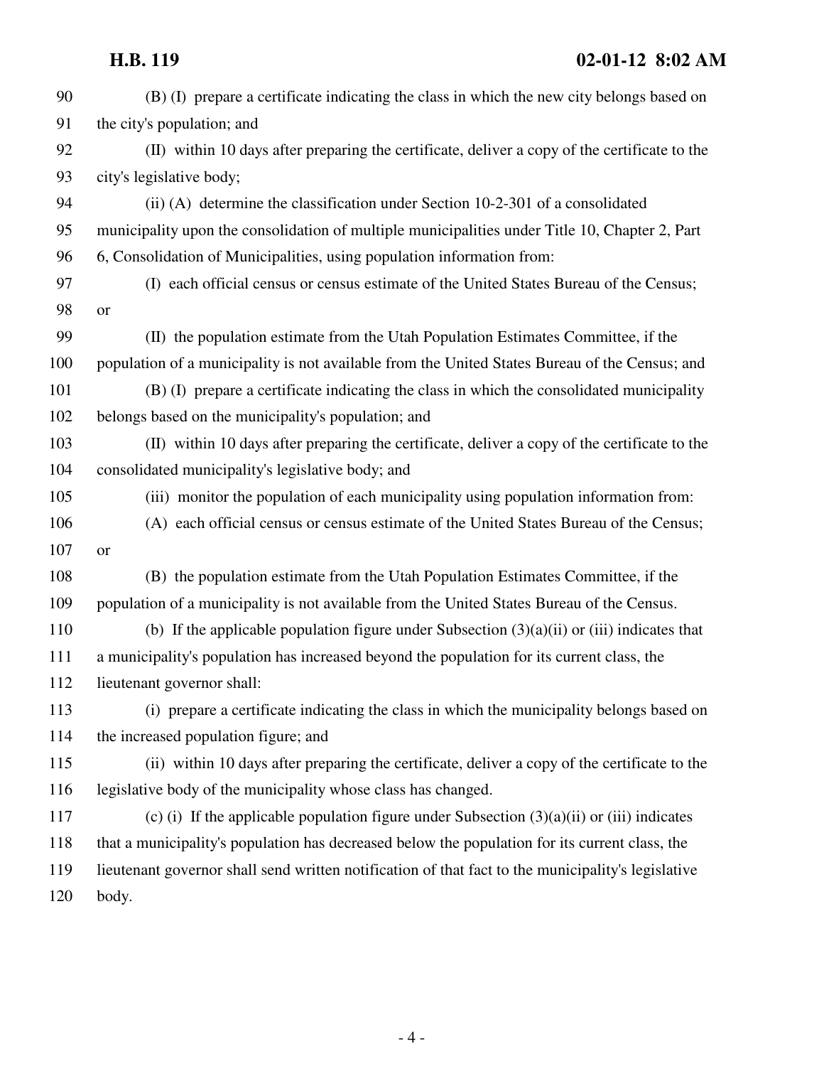(B) (I) prepare a certificate indicating the class in which the new city belongs based on the city's population; and

(II) within 10 days after preparing the certificate, deliver a copy of the certificate to the city's legislative body;

(ii) (A) determine the classification under Section 10-2-301 of a consolidated municipality upon the consolidation of multiple municipalities under Title 10, Chapter 2, Part 6, Consolidation of Municipalities, using population information from:

(I) each official census or census estimate of the United States Bureau of the Census; or

(II) the population estimate from the Utah Population Estimates Committee, if the population of a municipality is not available from the United States Bureau of the Census; and

(B) (I) prepare a certificate indicating the class in which the consolidated municipality belongs based on the municipality's population; and

(II) within 10 days after preparing the certificate, deliver a copy of the certificate to the consolidated municipality's legislative body; and

(iii) monitor the population of each municipality using population information from:

(A) each official census or census estimate of the United States Bureau of the Census; or

(B) the population estimate from the Utah Population Estimates Committee, if the population of a municipality is not available from the United States Bureau of the Census.

(b) If the applicable population figure under Subsection (3)(a)(ii) or (iii) indicates that a municipality's population has increased beyond the population for its current class, the lieutenant governor shall:

(i) prepare a certificate indicating the class in which the municipality belongs based on the increased population figure; and

(ii) within 10 days after preparing the certificate, deliver a copy of the certificate to the legislative body of the municipality whose class has changed.

(c) (i) If the applicable population figure under Subsection (3)(a)(ii) or (iii) indicates that a municipality's population has decreased below the population for its current class, the lieutenant governor shall send written notification of that fact to the municipality's legislative body.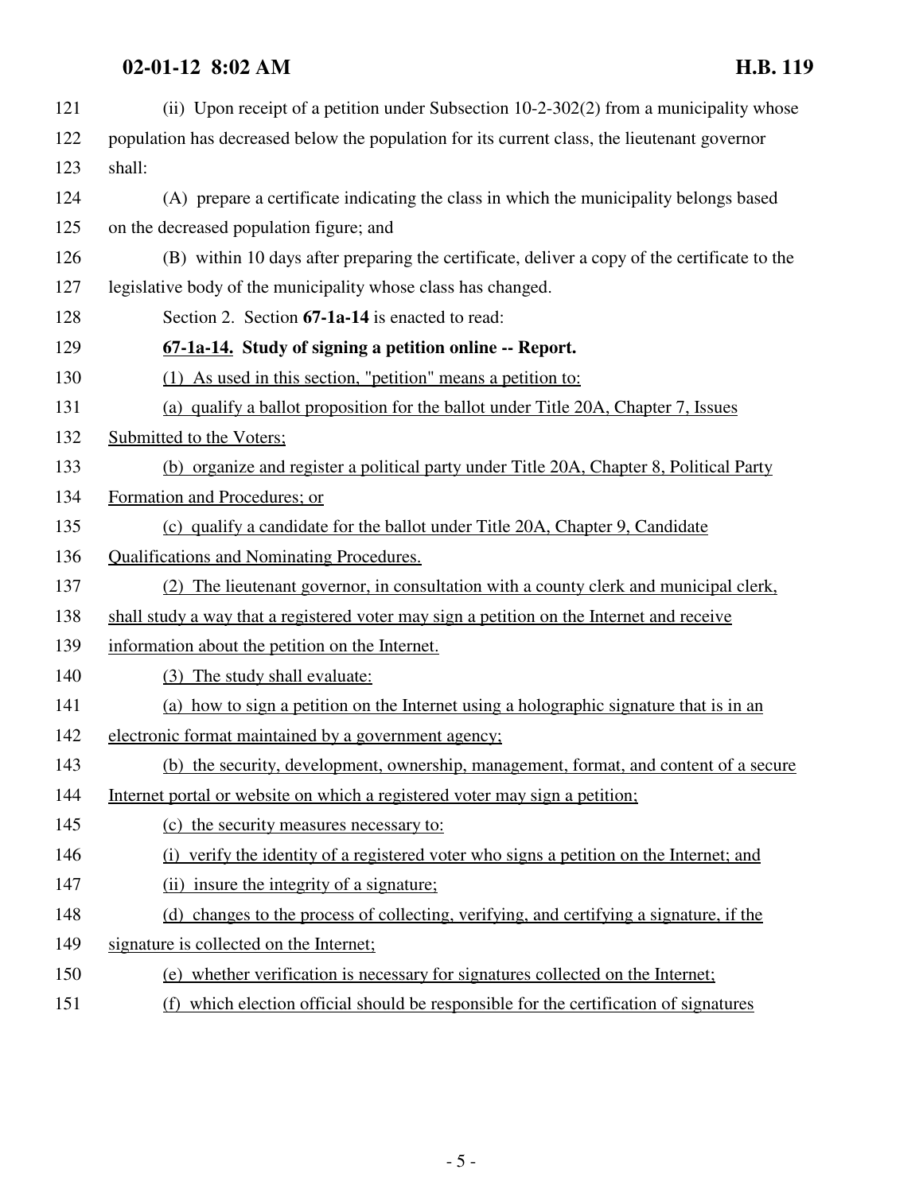(ii) Upon receipt of a petition under Subsection 10-2-302(2) from a municipality whose population has decreased below the population for its current class, the lieutenant governor shall:

(A) prepare a certificate indicating the class in which the municipality belongs based on the decreased population figure; and

(B) within 10 days after preparing the certificate, deliver a copy of the certificate to the legislative body of the municipality whose class has changed.

Section 2. Section **67-1a-14** is enacted to read:

**67-1a-14. Study of signing a petition online -- Report.**

(1) As used in this section, "petition" means a petition to:

(a) qualify a ballot proposition for the ballot under Title 20A, Chapter 7, Issues Submitted to the Voters;

(b) organize and register a political party under Title 20A, Chapter 8, Political Party Formation and Procedures; or

(c) qualify a candidate for the ballot under Title 20A, Chapter 9, Candidate Qualifications and Nominating Procedures.

(2) The lieutenant governor, in consultation with a county clerk and municipal clerk, shall study a way that a registered voter may sign a petition on the Internet and receive information about the petition on the Internet.

(3) The study shall evaluate:

(a) how to sign a petition on the Internet using a holographic signature that is in an electronic format maintained by a government agency;

(b) the security, development, ownership, management, format, and content of a secure Internet portal or website on which a registered voter may sign a petition;

(c) the security measures necessary to:

(i) verify the identity of a registered voter who signs a petition on the Internet; and

(ii) insure the integrity of a signature;

(d) changes to the process of collecting, verifying, and certifying a signature, if the signature is collected on the Internet;

(e) whether verification is necessary for signatures collected on the Internet;

(f) which election official should be responsible for the certification of signatures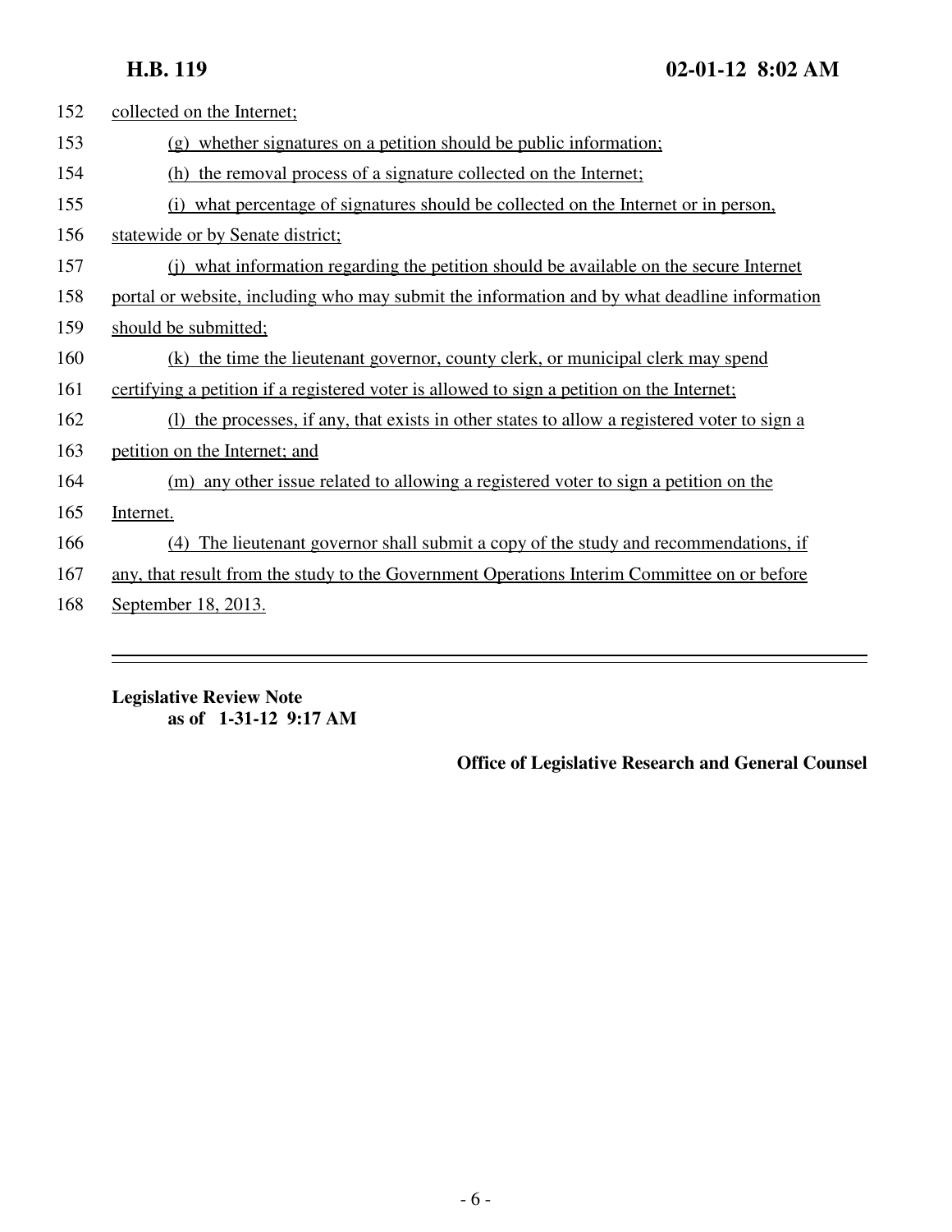collected on the Internet;

(g) whether signatures on a petition should be public information;

(h) the removal process of a signature collected on the Internet;

(i) what percentage of signatures should be collected on the Internet or in person, statewide or by Senate district;

(j) what information regarding the petition should be available on the secure Internet portal or website, including who may submit the information and by what deadline information should be submitted;

(k) the time the lieutenant governor, county clerk, or municipal clerk may spend certifying a petition if a registered voter is allowed to sign a petition on the Internet;

(l) the processes, if any, that exists in other states to allow a registered voter to sign a petition on the Internet; and

(m) any other issue related to allowing a registered voter to sign a petition on the Internet.

(4) The lieutenant governor shall submit a copy of the study and recommendations, if any, that result from the study to the Government Operations Interim Committee on or before September 18, 2013.

---

**Legislative Review Note**
**as of 1-31-12 9:17 AM**

**Office of Legislative Research and General Counsel**